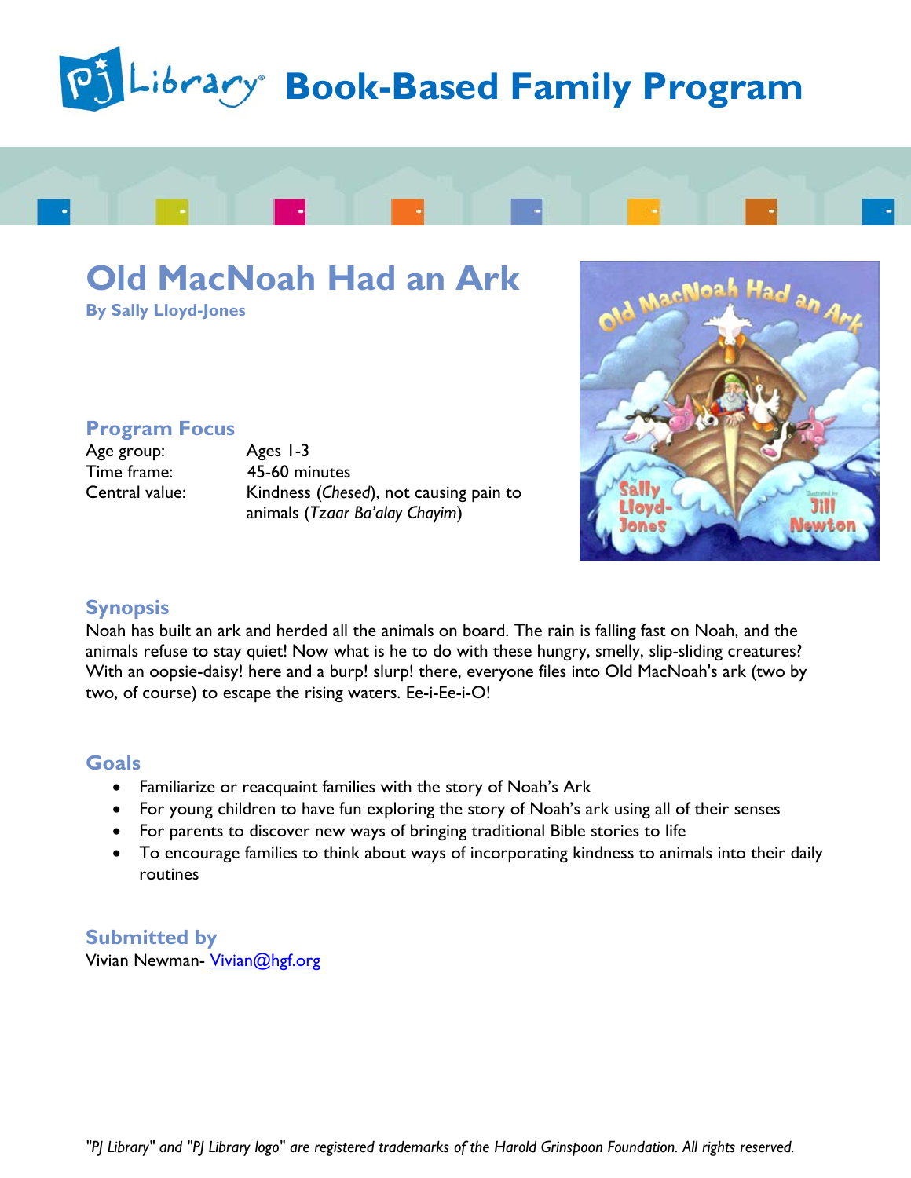# PJ Library Book-Based Family Program

## Old MacNoah Had an Ark

**By Sally Lloyd-Jones**

### Program Focus

| | |
|---|---|
| Age group: | Ages 1-3 |
| Time frame: | 45-60 minutes |
| Central value: | Kindness (*Chesed*), not causing pain to animals (*Tzaar Ba'alay Chayim*) |

### Synopsis

Noah has built an ark and herded all the animals on board. The rain is falling fast on Noah, and the animals refuse to stay quiet! Now what is he to do with these hungry, smelly, slip-sliding creatures? With an oopsie-daisy! here and a burp! slurp! there, everyone files into Old MacNoah's ark (two by two, of course) to escape the rising waters. Ee-i-Ee-i-O!

### Goals

- Familiarize or reacquaint families with the story of Noah's Ark
- For young children to have fun exploring the story of Noah's ark using all of their senses
- For parents to discover new ways of bringing traditional Bible stories to life
- To encourage families to think about ways of incorporating kindness to animals into their daily routines

### Submitted by

Vivian Newman- Vivian@hgf.org

*"PJ Library" and "PJ Library logo" are registered trademarks of the Harold Grinspoon Foundation. All rights reserved.*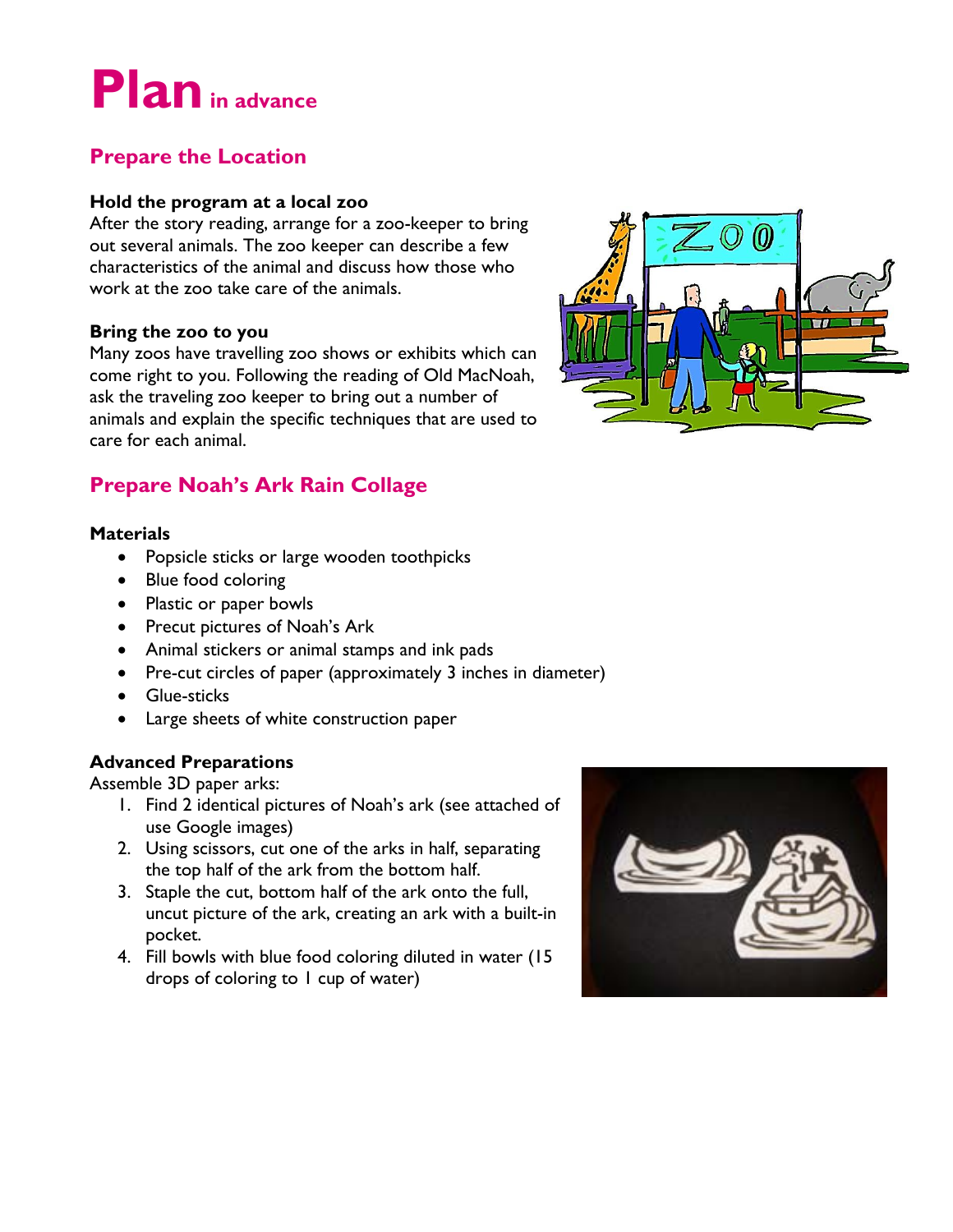# Plan in advance

## Prepare the Location

**Hold the program at a local zoo**
After the story reading, arrange for a zoo-keeper to bring out several animals. The zoo keeper can describe a few characteristics of the animal and discuss how those who work at the zoo take care of the animals.

**Bring the zoo to you**
Many zoos have travelling zoo shows or exhibits which can come right to you. Following the reading of Old MacNoah, ask the traveling zoo keeper to bring out a number of animals and explain the specific techniques that are used to care for each animal.

## Prepare Noah's Ark Rain Collage

**Materials**

- Popsicle sticks or large wooden toothpicks
- Blue food coloring
- Plastic or paper bowls
- Precut pictures of Noah's Ark
- Animal stickers or animal stamps and ink pads
- Pre-cut circles of paper (approximately 3 inches in diameter)
- Glue-sticks
- Large sheets of white construction paper

**Advanced Preparations**
Assemble 3D paper arks:

1. Find 2 identical pictures of Noah's ark (see attached of use Google images)
2. Using scissors, cut one of the arks in half, separating the top half of the ark from the bottom half.
3. Staple the cut, bottom half of the ark onto the full, uncut picture of the ark, creating an ark with a built-in pocket.
4. Fill bowls with blue food coloring diluted in water (15 drops of coloring to 1 cup of water)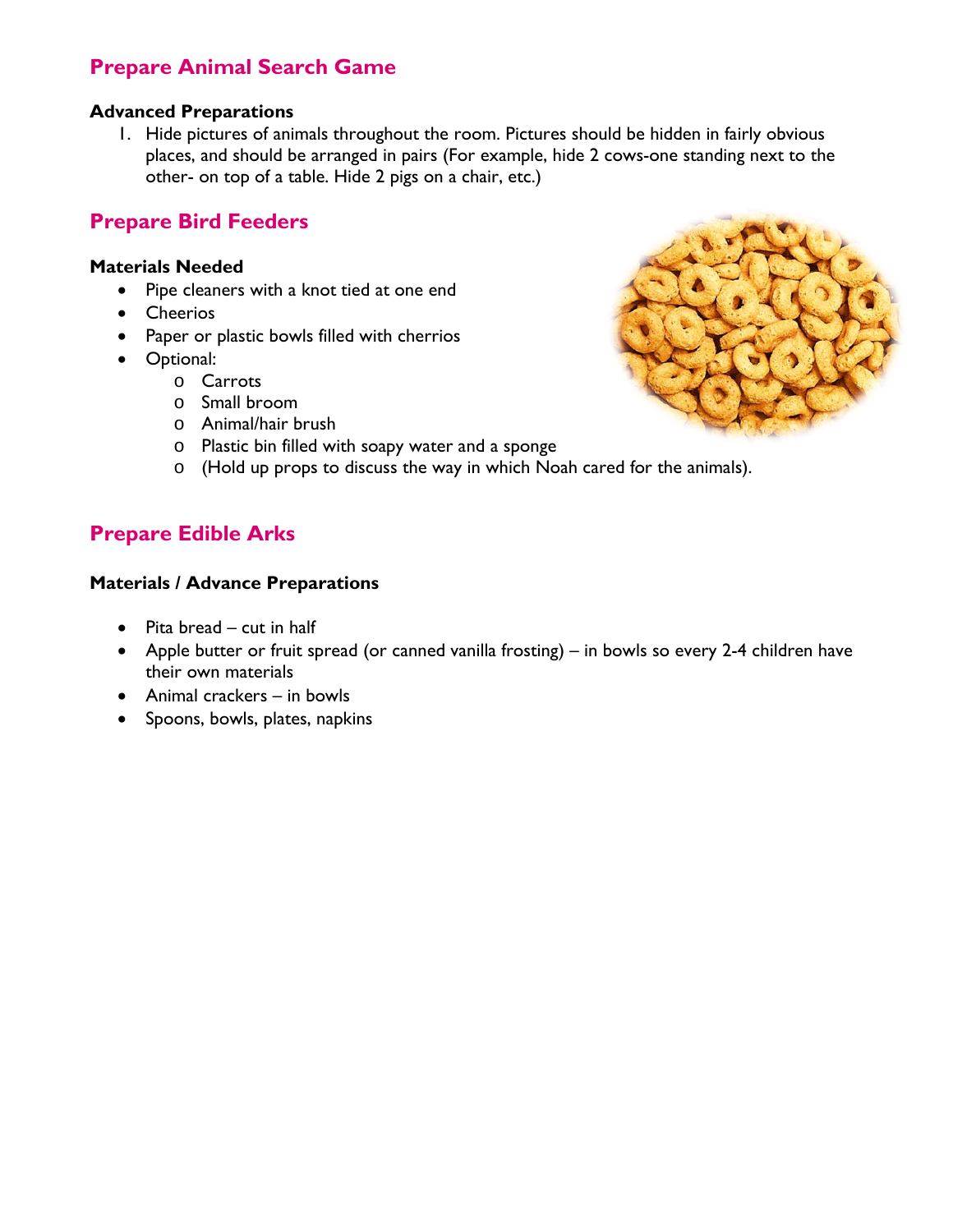## Prepare Animal Search Game

**Advanced Preparations**

1. Hide pictures of animals throughout the room. Pictures should be hidden in fairly obvious places, and should be arranged in pairs (For example, hide 2 cows-one standing next to the other- on top of a table. Hide 2 pigs on a chair, etc.)

## Prepare Bird Feeders

**Materials Needed**

- Pipe cleaners with a knot tied at one end
- Cheerios
- Paper or plastic bowls filled with cherrios
- Optional:
  - Carrots
  - Small broom
  - Animal/hair brush
  - Plastic bin filled with soapy water and a sponge
  - (Hold up props to discuss the way in which Noah cared for the animals).

## Prepare Edible Arks

**Materials / Advance Preparations**

- Pita bread – cut in half
- Apple butter or fruit spread (or canned vanilla frosting) – in bowls so every 2-4 children have their own materials
- Animal crackers – in bowls
- Spoons, bowls, plates, napkins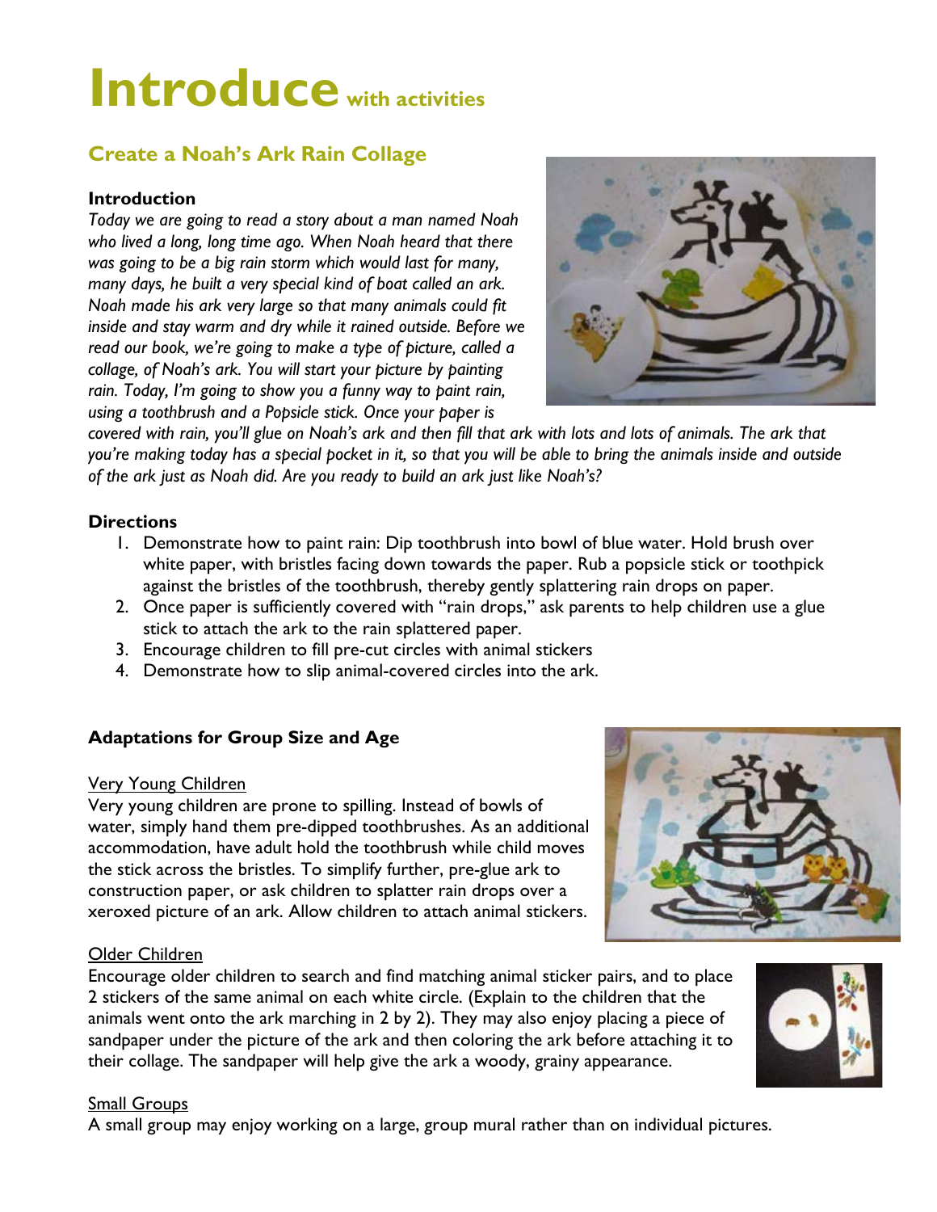# Introduce with activities

## Create a Noah's Ark Rain Collage

### Introduction

*Today we are going to read a story about a man named Noah who lived a long, long time ago. When Noah heard that there was going to be a big rain storm which would last for many, many days, he built a very special kind of boat called an ark. Noah made his ark very large so that many animals could fit inside and stay warm and dry while it rained outside. Before we read our book, we're going to make a type of picture, called a collage, of Noah's ark. You will start your picture by painting rain. Today, I'm going to show you a funny way to paint rain, using a toothbrush and a Popsicle stick. Once your paper is covered with rain, you'll glue on Noah's ark and then fill that ark with lots and lots of animals. The ark that you're making today has a special pocket in it, so that you will be able to bring the animals inside and outside of the ark just as Noah did. Are you ready to build an ark just like Noah's?*

### Directions

1. Demonstrate how to paint rain: Dip toothbrush into bowl of blue water. Hold brush over white paper, with bristles facing down towards the paper. Rub a popsicle stick or toothpick against the bristles of the toothbrush, thereby gently splattering rain drops on paper.
2. Once paper is sufficiently covered with "rain drops," ask parents to help children use a glue stick to attach the ark to the rain splattered paper.
3. Encourage children to fill pre-cut circles with animal stickers
4. Demonstrate how to slip animal-covered circles into the ark.

### Adaptations for Group Size and Age

<u>Very Young Children</u>
Very young children are prone to spilling. Instead of bowls of water, simply hand them pre-dipped toothbrushes. As an additional accommodation, have adult hold the toothbrush while child moves the stick across the bristles. To simplify further, pre-glue ark to construction paper, or ask children to splatter rain drops over a xeroxed picture of an ark. Allow children to attach animal stickers.

<u>Older Children</u>
Encourage older children to search and find matching animal sticker pairs, and to place 2 stickers of the same animal on each white circle. (Explain to the children that the animals went onto the ark marching in 2 by 2). They may also enjoy placing a piece of sandpaper under the picture of the ark and then coloring the ark before attaching it to their collage. The sandpaper will help give the ark a woody, grainy appearance.

<u>Small Groups</u>
A small group may enjoy working on a large, group mural rather than on individual pictures.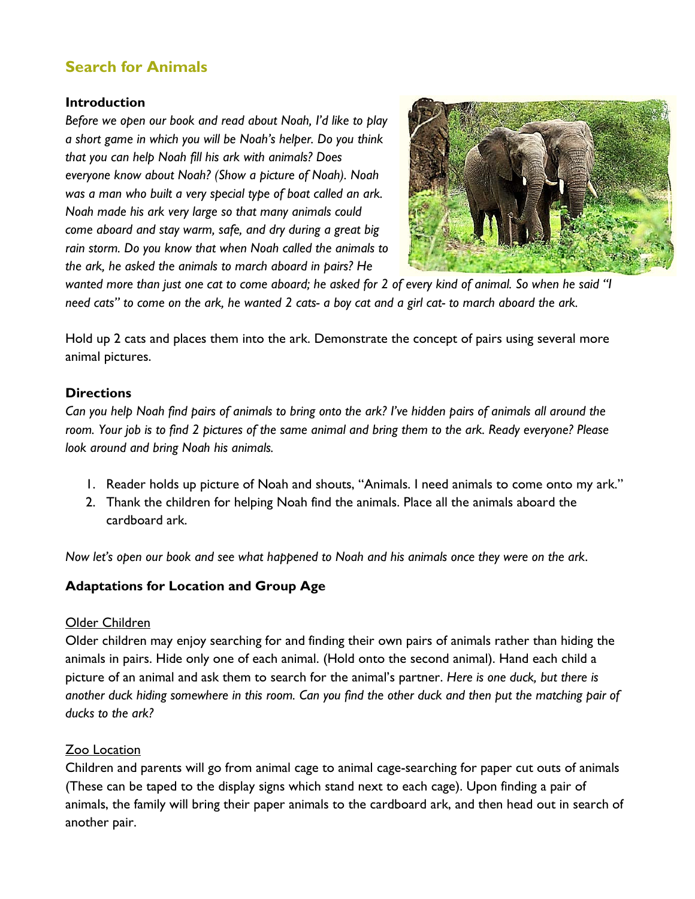## Search for Animals

### Introduction

*Before we open our book and read about Noah, I'd like to play a short game in which you will be Noah's helper. Do you think that you can help Noah fill his ark with animals? Does everyone know about Noah? (Show a picture of Noah). Noah was a man who built a very special type of boat called an ark. Noah made his ark very large so that many animals could come aboard and stay warm, safe, and dry during a great big rain storm. Do you know that when Noah called the animals to the ark, he asked the animals to march aboard in pairs? He wanted more than just one cat to come aboard; he asked for 2 of every kind of animal. So when he said "I need cats" to come on the ark, he wanted 2 cats- a boy cat and a girl cat- to march aboard the ark.*

Hold up 2 cats and places them into the ark. Demonstrate the concept of pairs using several more animal pictures.

### Directions

*Can you help Noah find pairs of animals to bring onto the ark? I've hidden pairs of animals all around the room. Your job is to find 2 pictures of the same animal and bring them to the ark. Ready everyone? Please look around and bring Noah his animals.*

1. Reader holds up picture of Noah and shouts, "Animals. I need animals to come onto my ark."
2. Thank the children for helping Noah find the animals. Place all the animals aboard the cardboard ark.

*Now let's open our book and see what happened to Noah and his animals once they were on the ark.*

### Adaptations for Location and Group Age

Older Children

Older children may enjoy searching for and finding their own pairs of animals rather than hiding the animals in pairs. Hide only one of each animal. (Hold onto the second animal). Hand each child a picture of an animal and ask them to search for the animal's partner. *Here is one duck, but there is another duck hiding somewhere in this room. Can you find the other duck and then put the matching pair of ducks to the ark?*

Zoo Location

Children and parents will go from animal cage to animal cage-searching for paper cut outs of animals (These can be taped to the display signs which stand next to each cage). Upon finding a pair of animals, the family will bring their paper animals to the cardboard ark, and then head out in search of another pair.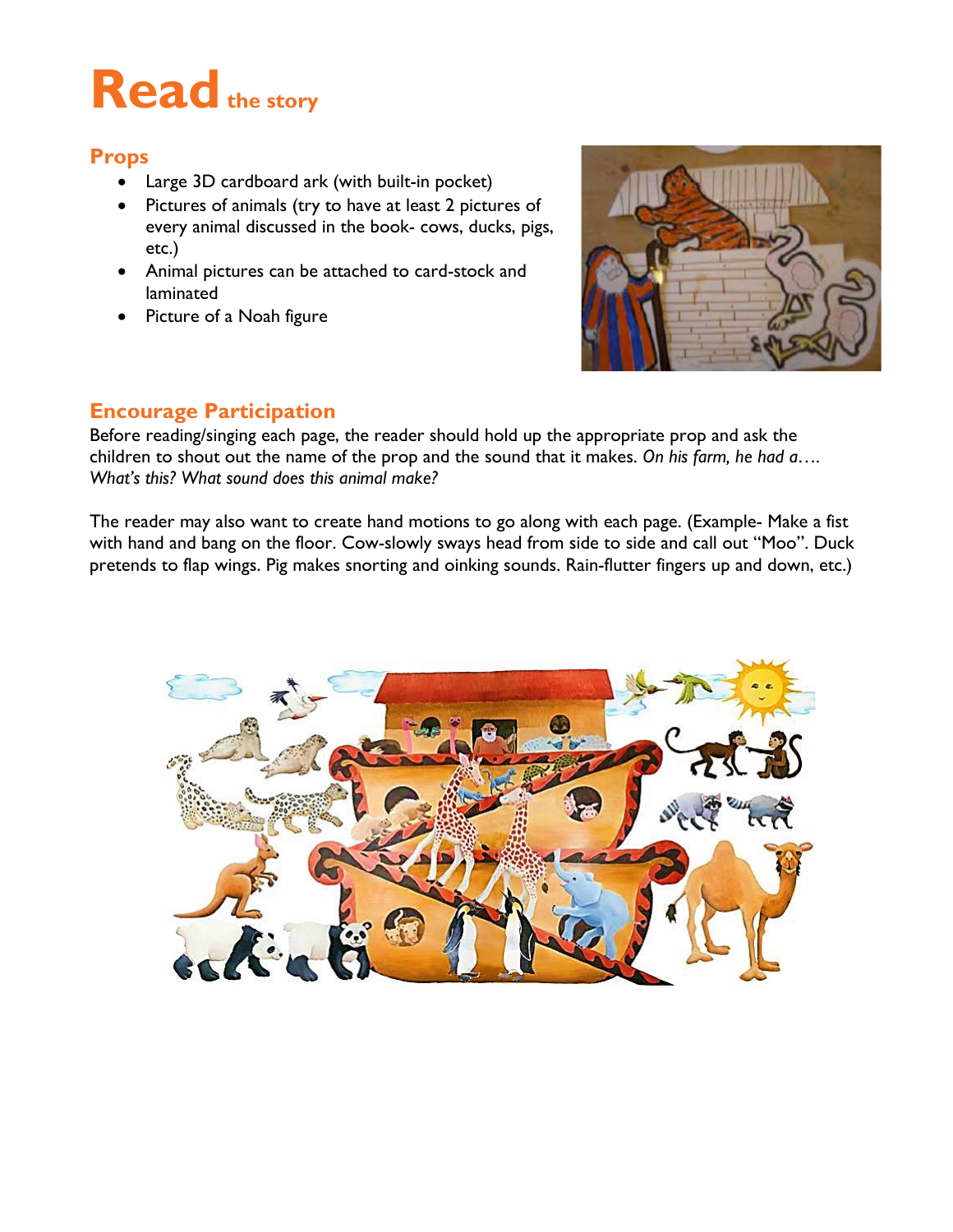# Read the story

## Props

- Large 3D cardboard ark (with built-in pocket)
- Pictures of animals (try to have at least 2 pictures of every animal discussed in the book- cows, ducks, pigs, etc.)
- Animal pictures can be attached to card-stock and laminated
- Picture of a Noah figure

## Encourage Participation

Before reading/singing each page, the reader should hold up the appropriate prop and ask the children to shout out the name of the prop and the sound that it makes. *On his farm, he had a…. What's this? What sound does this animal make?*

The reader may also want to create hand motions to go along with each page. (Example- Make a fist with hand and bang on the floor. Cow-slowly sways head from side to side and call out "Moo". Duck pretends to flap wings. Pig makes snorting and oinking sounds. Rain-flutter fingers up and down, etc.)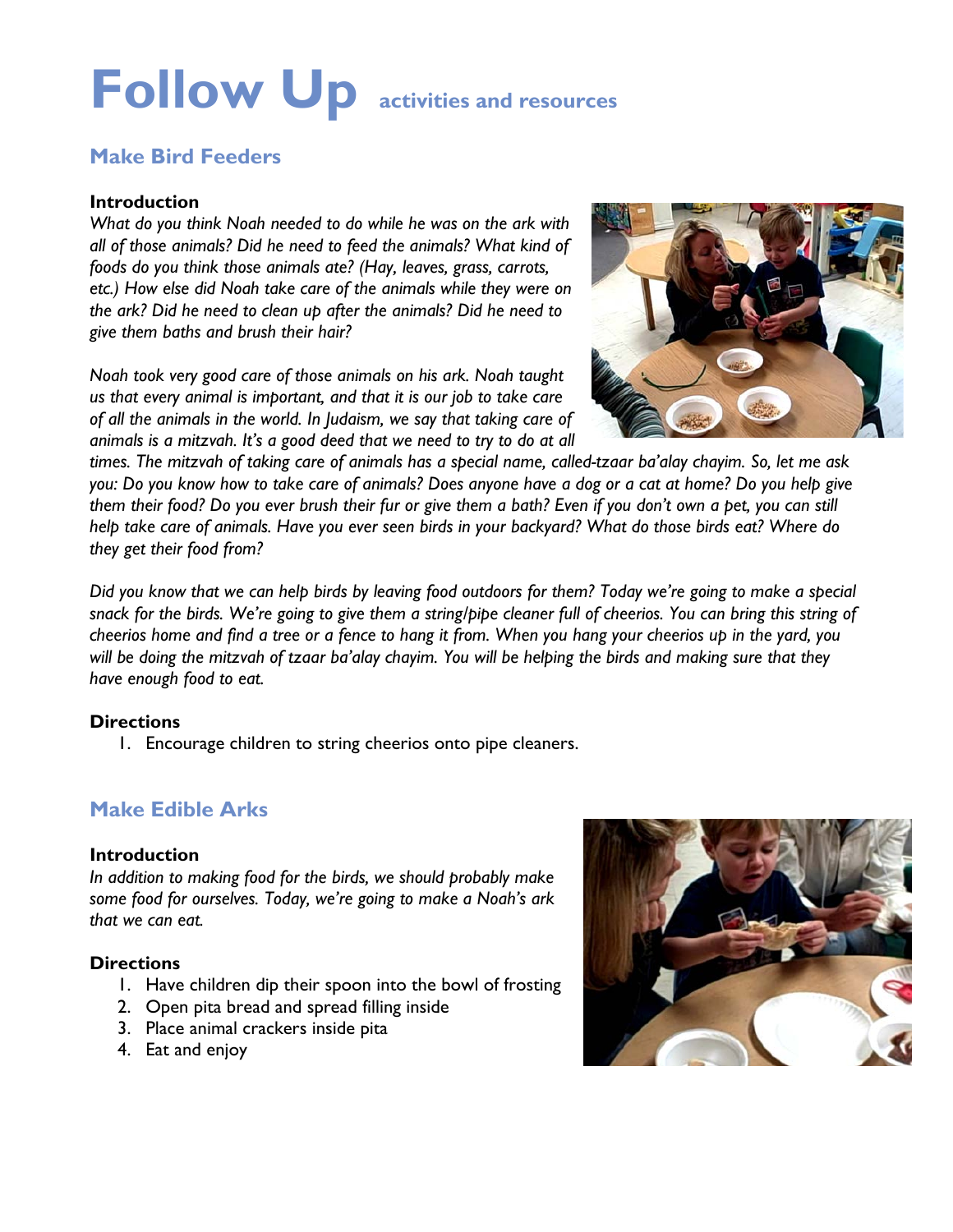# Follow Up activities and resources

## Make Bird Feeders

### Introduction

*What do you think Noah needed to do while he was on the ark with all of those animals? Did he need to feed the animals? What kind of foods do you think those animals ate? (Hay, leaves, grass, carrots, etc.) How else did Noah take care of the animals while they were on the ark? Did he need to clean up after the animals? Did he need to give them baths and brush their hair?*

*Noah took very good care of those animals on his ark. Noah taught us that every animal is important, and that it is our job to take care of all the animals in the world. In Judaism, we say that taking care of animals is a mitzvah. It's a good deed that we need to try to do at all times. The mitzvah of taking care of animals has a special name, called-tzaar ba'alay chayim. So, let me ask you: Do you know how to take care of animals? Does anyone have a dog or a cat at home? Do you help give them their food? Do you ever brush their fur or give them a bath? Even if you don't own a pet, you can still help take care of animals. Have you ever seen birds in your backyard? What do those birds eat? Where do they get their food from?*

*Did you know that we can help birds by leaving food outdoors for them? Today we're going to make a special snack for the birds. We're going to give them a string/pipe cleaner full of cheerios. You can bring this string of cheerios home and find a tree or a fence to hang it from. When you hang your cheerios up in the yard, you will be doing the mitzvah of tzaar ba'alay chayim. You will be helping the birds and making sure that they have enough food to eat.*

### Directions

1. Encourage children to string cheerios onto pipe cleaners.

## Make Edible Arks

### Introduction

*In addition to making food for the birds, we should probably make some food for ourselves. Today, we're going to make a Noah's ark that we can eat.*

### Directions

1. Have children dip their spoon into the bowl of frosting
2. Open pita bread and spread filling inside
3. Place animal crackers inside pita
4. Eat and enjoy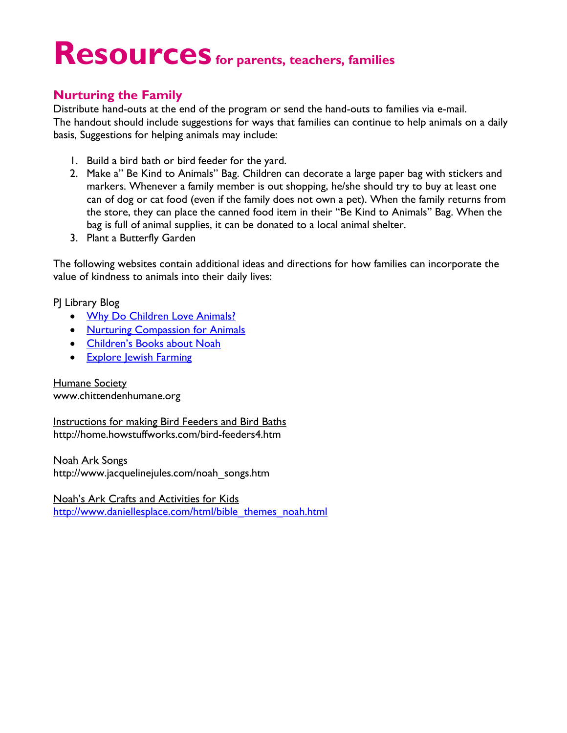# Resources for parents, teachers, families

## Nurturing the Family

Distribute hand-outs at the end of the program or send the hand-outs to families via e-mail. The handout should include suggestions for ways that families can continue to help animals on a daily basis, Suggestions for helping animals may include:

1. Build a bird bath or bird feeder for the yard.
2. Make a" Be Kind to Animals" Bag. Children can decorate a large paper bag with stickers and markers. Whenever a family member is out shopping, he/she should try to buy at least one can of dog or cat food (even if the family does not own a pet). When the family returns from the store, they can place the canned food item in their "Be Kind to Animals" Bag. When the bag is full of animal supplies, it can be donated to a local animal shelter.
3. Plant a Butterfly Garden

The following websites contain additional ideas and directions for how families can incorporate the value of kindness to animals into their daily lives:

PJ Library Blog

- Why Do Children Love Animals?
- Nurturing Compassion for Animals
- Children's Books about Noah
- Explore Jewish Farming

Humane Society
www.chittendenhumane.org

Instructions for making Bird Feeders and Bird Baths
http://home.howstuffworks.com/bird-feeders4.htm

Noah Ark Songs
http://www.jacquelinejules.com/noah_songs.htm

Noah's Ark Crafts and Activities for Kids
http://www.daniellesplace.com/html/bible_themes_noah.html